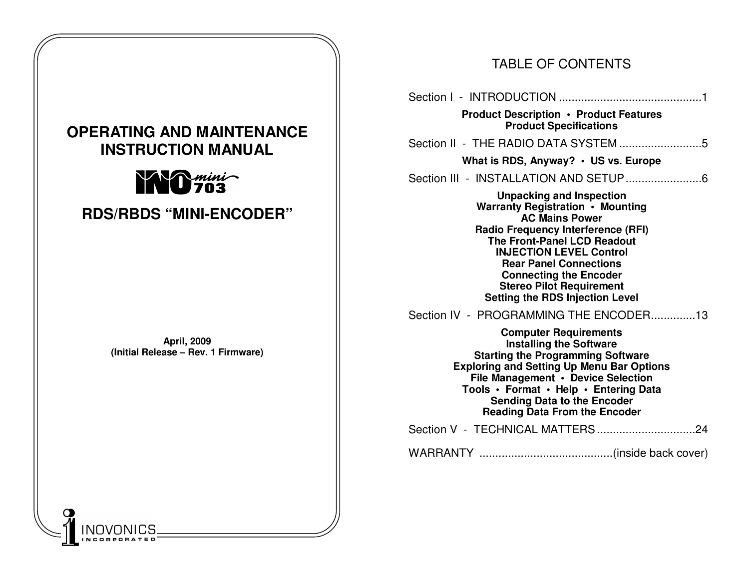# OPERATING AND MAINTENANCE INSTRUCTION MANUAL

INO mini 703

## RDS/RBDS "MINI-ENCODER"

**April, 2009**
**(Initial Release – Rev. 1 Firmware)**

INOVONICS INCORPORATED

---

## TABLE OF CONTENTS

Section I - INTRODUCTION ............................................1

**Product Description • Product Features**
**Product Specifications**

Section II - THE RADIO DATA SYSTEM ..........................5

**What is RDS, Anyway? • US vs. Europe**

Section III - INSTALLATION AND SETUP ........................6

**Unpacking and Inspection**
**Warranty Registration • Mounting**
**AC Mains Power**
**Radio Frequency Interference (RFI)**
**The Front-Panel LCD Readout**
**INJECTION LEVEL Control**
**Rear Panel Connections**
**Connecting the Encoder**
**Stereo Pilot Requirement**
**Setting the RDS Injection Level**

Section IV - PROGRAMMING THE ENCODER..............13

**Computer Requirements**
**Installing the Software**
**Starting the Programming Software**
**Exploring and Setting Up Menu Bar Options**
**File Management • Device Selection**
**Tools • Format • Help • Entering Data**
**Sending Data to the Encoder**
**Reading Data From the Encoder**

Section V - TECHNICAL MATTERS ...............................24

WARRANTY ..........................................(inside back cover)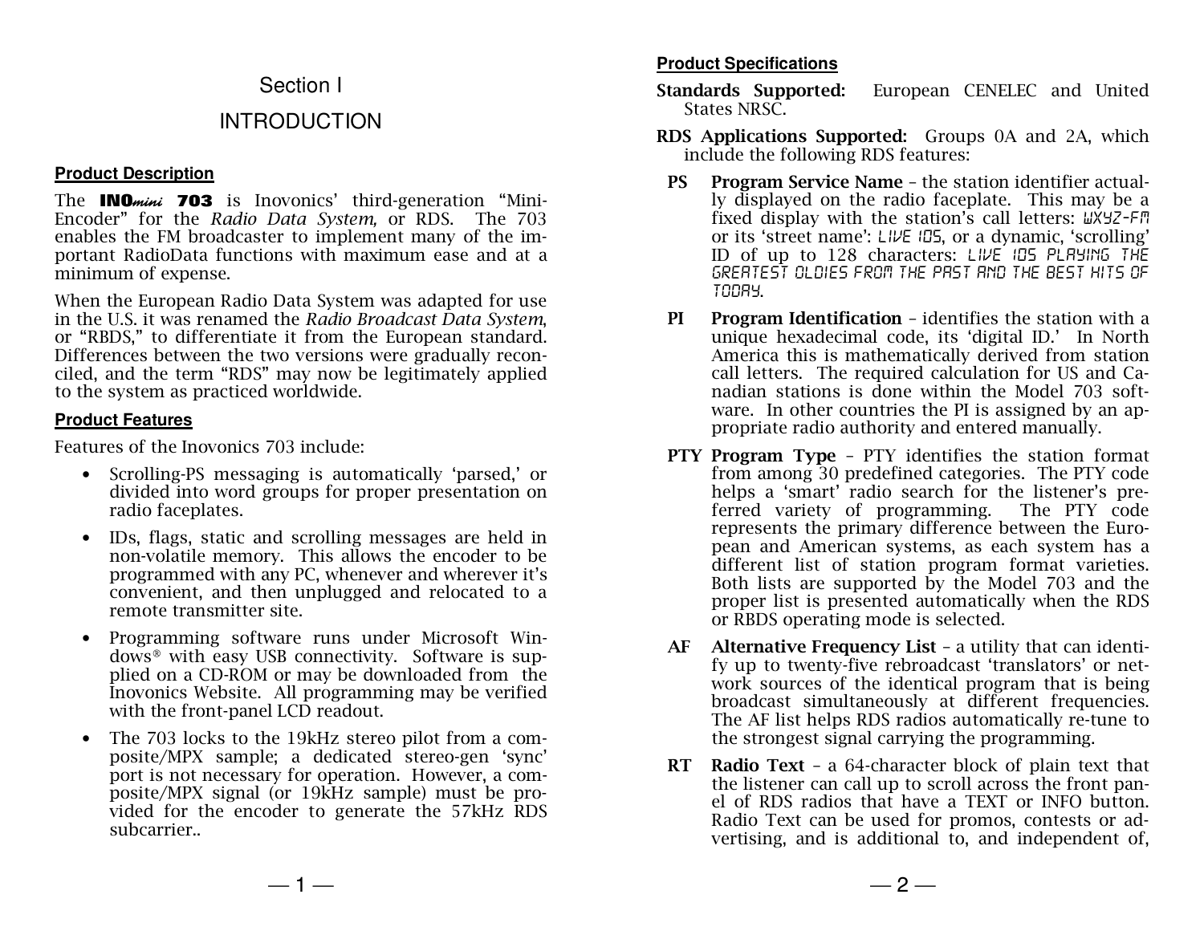# Section I

# INTRODUCTION

## Product Description

The **INOmini 703** is Inovonics' third-generation "Mini-Encoder" for the *Radio Data System,* or RDS. The 703 enables the FM broadcaster to implement many of the important RadioData functions with maximum ease and at a minimum of expense.

When the European Radio Data System was adapted for use in the U.S. it was renamed the *Radio Broadcast Data System*, or "RBDS," to differentiate it from the European standard. Differences between the two versions were gradually reconciled, and the term "RDS" may now be legitimately applied to the system as practiced worldwide.

## Product Features

Features of the Inovonics 703 include:

- Scrolling-PS messaging is automatically 'parsed,' or divided into word groups for proper presentation on radio faceplates.
- IDs, flags, static and scrolling messages are held in non-volatile memory. This allows the encoder to be programmed with any PC, whenever and wherever it's convenient, and then unplugged and relocated to a remote transmitter site.
- Programming software runs under Microsoft Windows® with easy USB connectivity. Software is supplied on a CD-ROM or may be downloaded from the Inovonics Website. All programming may be verified with the front-panel LCD readout.
- The 703 locks to the 19kHz stereo pilot from a composite/MPX sample; a dedicated stereo-gen 'sync' port is not necessary for operation. However, a composite/MPX signal (or 19kHz sample) must be provided for the encoder to generate the 57kHz RDS subcarrier..

## Product Specifications

**Standards Supported:** European CENELEC and United States NRSC.

**RDS Applications Supported:** Groups 0A and 2A, which include the following RDS features:

**PS** **Program Service Name** – the station identifier actually displayed on the radio faceplate. This may be a fixed display with the station's call letters: WXYZ-FM or its 'street name': LIVE 105, or a dynamic, 'scrolling' ID of up to 128 characters: LIVE 105 PLAYING THE GREATEST OLDIES FROM THE PAST AND THE BEST HITS OF TODAY.

**PI** **Program Identification** – identifies the station with a unique hexadecimal code, its 'digital ID.' In North America this is mathematically derived from station call letters. The required calculation for US and Canadian stations is done within the Model 703 software. In other countries the PI is assigned by an appropriate radio authority and entered manually.

**PTY** **Program Type** – PTY identifies the station format from among 30 predefined categories. The PTY code helps a 'smart' radio search for the listener's preferred variety of programming. The PTY code represents the primary difference between the European and American systems, as each system has a different list of station program format varieties. Both lists are supported by the Model 703 and the proper list is presented automatically when the RDS or RBDS operating mode is selected.

**AF** **Alternative Frequency List** – a utility that can identify up to twenty-five rebroadcast 'translators' or network sources of the identical program that is being broadcast simultaneously at different frequencies. The AF list helps RDS radios automatically re-tune to the strongest signal carrying the programming.

**RT** **Radio Text** – a 64-character block of plain text that the listener can call up to scroll across the front panel of RDS radios that have a TEXT or INFO button. Radio Text can be used for promos, contests or advertising, and is additional to, and independent of,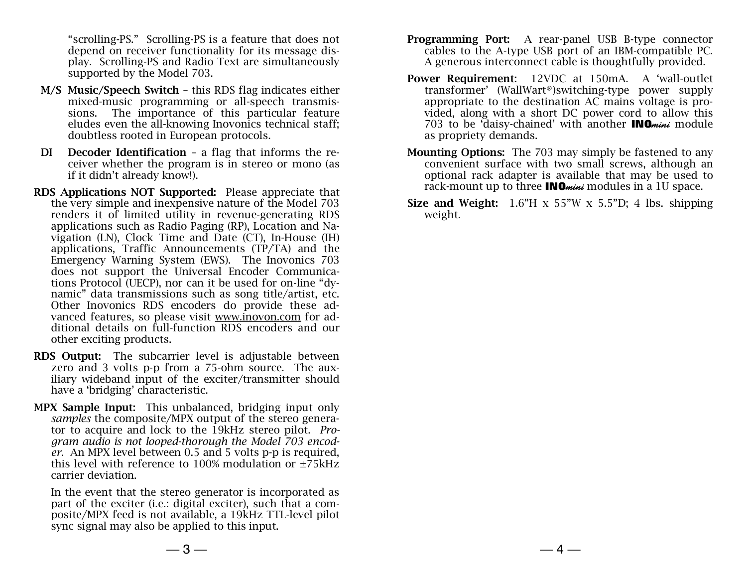"scrolling-PS." Scrolling-PS is a feature that does not depend on receiver functionality for its message display. Scrolling-PS and Radio Text are simultaneously supported by the Model 703.

**M/S Music/Speech Switch** – this RDS flag indicates either mixed-music programming or all-speech transmissions. The importance of this particular feature eludes even the all-knowing Inovonics technical staff; doubtless rooted in European protocols.

**DI Decoder Identification** – a flag that informs the receiver whether the program is in stereo or mono (as if it didn't already know!).

**RDS Applications NOT Supported:** Please appreciate that the very simple and inexpensive nature of the Model 703 renders it of limited utility in revenue-generating RDS applications such as Radio Paging (RP), Location and Navigation (LN), Clock Time and Date (CT), In-House (IH) applications, Traffic Announcements (TP/TA) and the Emergency Warning System (EWS). The Inovonics 703 does not support the Universal Encoder Communications Protocol (UECP), nor can it be used for on-line "dynamic" data transmissions such as song title/artist, etc. Other Inovonics RDS encoders do provide these advanced features, so please visit www.inovon.com for additional details on full-function RDS encoders and our other exciting products.

**RDS Output:** The subcarrier level is adjustable between zero and 3 volts p-p from a 75-ohm source. The auxiliary wideband input of the exciter/transmitter should have a 'bridging' characteristic.

**MPX Sample Input:** This unbalanced, bridging input only *samples* the composite/MPX output of the stereo generator to acquire and lock to the 19kHz stereo pilot. *Program audio is not looped-thorough the Model 703 encoder.* An MPX level between 0.5 and 5 volts p-p is required, this level with reference to 100% modulation or ±75kHz carrier deviation.

In the event that the stereo generator is incorporated as part of the exciter (i.e.: digital exciter), such that a composite/MPX feed is not available, a 19kHz TTL-level pilot sync signal may also be applied to this input.

**Programming Port:** A rear-panel USB B-type connector cables to the A-type USB port of an IBM-compatible PC. A generous interconnect cable is thoughtfully provided.

**Power Requirement:** 12VDC at 150mA. A 'wall-outlet transformer' (WallWart®)switching-type power supply appropriate to the destination AC mains voltage is provided, along with a short DC power cord to allow this 703 to be 'daisy-chained' with another **INO***mini* module as propriety demands.

**Mounting Options:** The 703 may simply be fastened to any convenient surface with two small screws, although an optional rack adapter is available that may be used to rack-mount up to three **INO***mini* modules in a 1U space.

**Size and Weight:** 1.6"H x 55"W x 5.5"D; 4 lbs. shipping weight.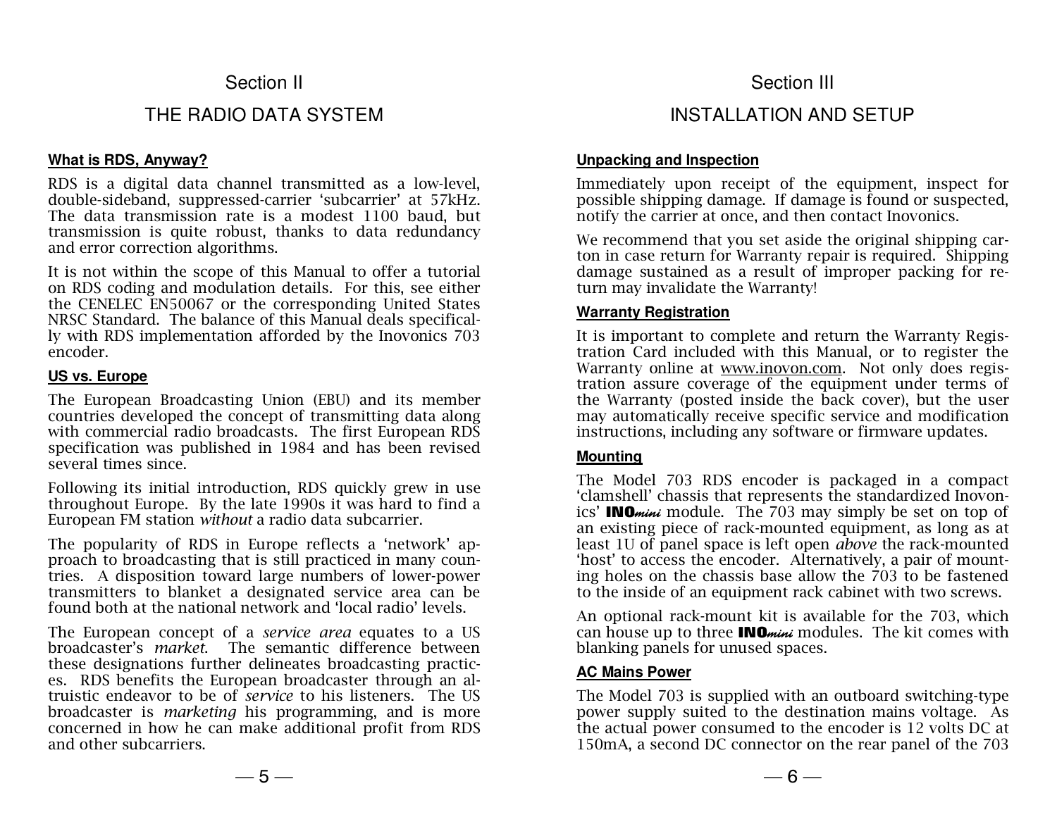# Section II

# THE RADIO DATA SYSTEM

### What is RDS, Anyway?

RDS is a digital data channel transmitted as a low-level, double-sideband, suppressed-carrier 'subcarrier' at 57kHz. The data transmission rate is a modest 1100 baud, but transmission is quite robust, thanks to data redundancy and error correction algorithms.

It is not within the scope of this Manual to offer a tutorial on RDS coding and modulation details. For this, see either the CENELEC EN50067 or the corresponding United States NRSC Standard. The balance of this Manual deals specifically with RDS implementation afforded by the Inovonics 703 encoder.

### US vs. Europe

The European Broadcasting Union (EBU) and its member countries developed the concept of transmitting data along with commercial radio broadcasts. The first European RDS specification was published in 1984 and has been revised several times since.

Following its initial introduction, RDS quickly grew in use throughout Europe. By the late 1990s it was hard to find a European FM station *without* a radio data subcarrier.

The popularity of RDS in Europe reflects a 'network' approach to broadcasting that is still practiced in many countries. A disposition toward large numbers of lower-power transmitters to blanket a designated service area can be found both at the national network and 'local radio' levels.

The European concept of a *service area* equates to a US broadcaster's *market*. The semantic difference between these designations further delineates broadcasting practices. RDS benefits the European broadcaster through an altruistic endeavor to be of *service* to his listeners. The US broadcaster is *marketing* his programming, and is more concerned in how he can make additional profit from RDS and other subcarriers.

# Section III

# INSTALLATION AND SETUP

### Unpacking and Inspection

Immediately upon receipt of the equipment, inspect for possible shipping damage. If damage is found or suspected, notify the carrier at once, and then contact Inovonics.

We recommend that you set aside the original shipping carton in case return for Warranty repair is required. Shipping damage sustained as a result of improper packing for return may invalidate the Warranty!

### Warranty Registration

It is important to complete and return the Warranty Registration Card included with this Manual, or to register the Warranty online at www.inovon.com. Not only does registration assure coverage of the equipment under terms of the Warranty (posted inside the back cover), but the user may automatically receive specific service and modification instructions, including any software or firmware updates.

### Mounting

The Model 703 RDS encoder is packaged in a compact 'clamshell' chassis that represents the standardized Inovonics' **INO***mini* module. The 703 may simply be set on top of an existing piece of rack-mounted equipment, as long as at least 1U of panel space is left open *above* the rack-mounted 'host' to access the encoder. Alternatively, a pair of mounting holes on the chassis base allow the 703 to be fastened to the inside of an equipment rack cabinet with two screws.

An optional rack-mount kit is available for the 703, which can house up to three **INO***mini* modules. The kit comes with blanking panels for unused spaces.

### AC Mains Power

The Model 703 is supplied with an outboard switching-type power supply suited to the destination mains voltage. As the actual power consumed to the encoder is 12 volts DC at 150mA, a second DC connector on the rear panel of the 703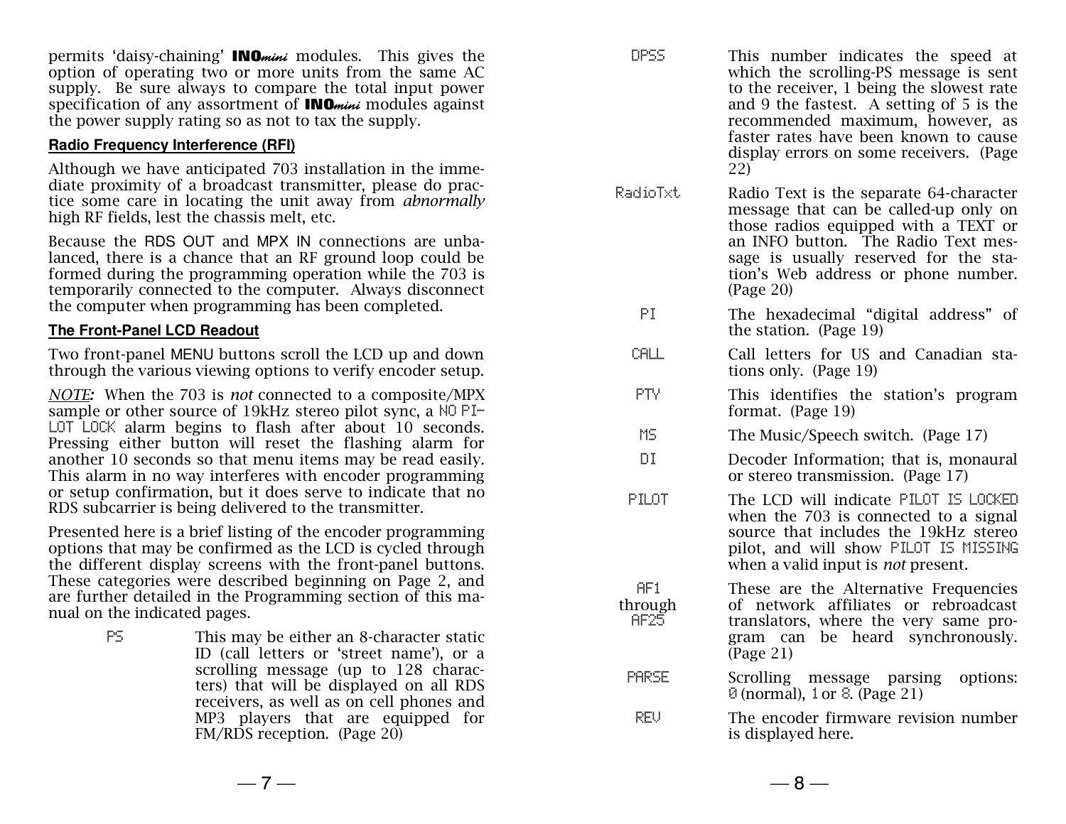permits 'daisy-chaining' **INO*mini*** modules. This gives the option of operating two or more units from the same AC supply. Be sure always to compare the total input power specification of any assortment of **INO*mini*** modules against the power supply rating so as not to tax the supply.

### Radio Frequency Interference (RFI)

Although we have anticipated 703 installation in the immediate proximity of a broadcast transmitter, please do practice some care in locating the unit away from *abnormally* high RF fields, lest the chassis melt, etc.

Because the RDS OUT and MPX IN connections are unbalanced, there is a chance that an RF ground loop could be formed during the programming operation while the 703 is temporarily connected to the computer. Always disconnect the computer when programming has been completed.

### The Front-Panel LCD Readout

Two front-panel MENU buttons scroll the LCD up and down through the various viewing options to verify encoder setup.

*NOTE:* When the 703 is *not* connected to a composite/MPX sample or other source of 19kHz stereo pilot sync, a NO PILOT LOCK alarm begins to flash after about 10 seconds. Pressing either button will reset the flashing alarm for another 10 seconds so that menu items may be read easily. This alarm in no way interferes with encoder programming or setup confirmation, but it does serve to indicate that no RDS subcarrier is being delivered to the transmitter.

Presented here is a brief listing of the encoder programming options that may be confirmed as the LCD is cycled through the different display screens with the front-panel buttons. These categories were described beginning on Page 2, and are further detailed in the Programming section of this manual on the indicated pages.

PS — This may be either an 8-character static ID (call letters or 'street name'), or a scrolling message (up to 128 characters) that will be displayed on all RDS receivers, as well as on cell phones and MP3 players that are equipped for FM/RDS reception. (Page 20)

DPSS — This number indicates the speed at which the scrolling-PS message is sent to the receiver, 1 being the slowest rate and 9 the fastest. A setting of 5 is the recommended maximum, however, as faster rates have been known to cause display errors on some receivers. (Page 22)

RadioTxt — Radio Text is the separate 64-character message that can be called-up only on those radios equipped with a TEXT or an INFO button. The Radio Text message is usually reserved for the station's Web address or phone number. (Page 20)

PI — The hexadecimal "digital address" of the station. (Page 19)

CALL — Call letters for US and Canadian stations only. (Page 19)

PTY — This identifies the station's program format. (Page 19)

MS — The Music/Speech switch. (Page 17)

DI — Decoder Information; that is, monaural or stereo transmission. (Page 17)

PILOT — The LCD will indicate PILOT IS LOCKED when the 703 is connected to a signal source that includes the 19kHz stereo pilot, and will show PILOT IS MISSING when a valid input is *not* present.

AF1 through AF25 — These are the Alternative Frequencies of network affiliates or rebroadcast translators, where the very same program can be heard synchronously. (Page 21)

PARSE — Scrolling message parsing options: 0 (normal), 1 or 8. (Page 21)

REV — The encoder firmware revision number is displayed here.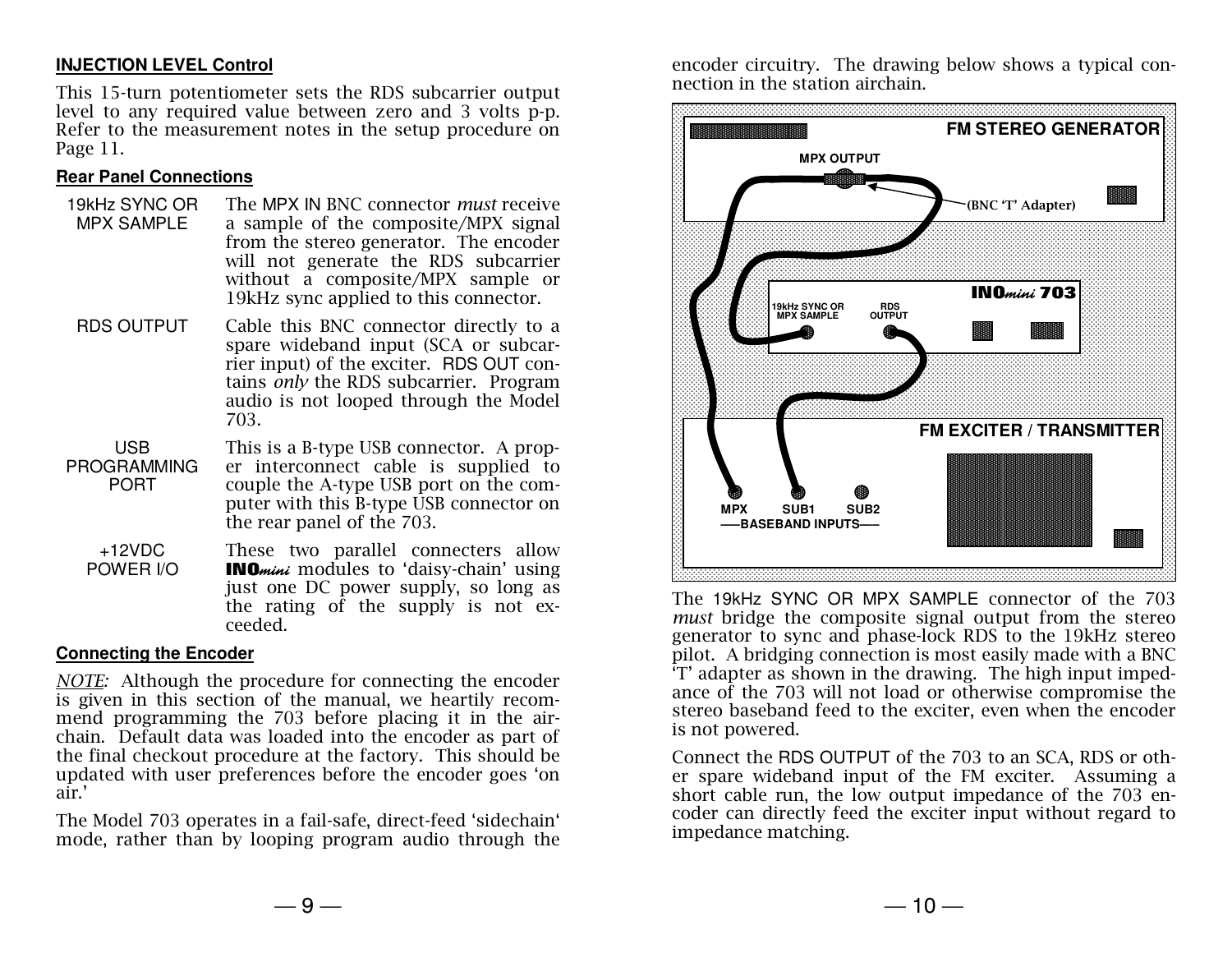**INJECTION LEVEL Control**

This 15-turn potentiometer sets the RDS subcarrier output level to any required value between zero and 3 volts p-p. Refer to the measurement notes in the setup procedure on Page 11.

**Rear Panel Connections**

19kHz SYNC OR MPX SAMPLE — The MPX IN BNC connector *must* receive a sample of the composite/MPX signal from the stereo generator. The encoder will not generate the RDS subcarrier without a composite/MPX sample or 19kHz sync applied to this connector.

RDS OUTPUT — Cable this BNC connector directly to a spare wideband input (SCA or subcarrier input) of the exciter. RDS OUT contains *only* the RDS subcarrier. Program audio is not looped through the Model 703.

USB PROGRAMMING PORT — This is a B-type USB connector. A proper interconnect cable is supplied to couple the A-type USB port on the computer with this B-type USB connector on the rear panel of the 703.

+12VDC POWER I/O — These two parallel connecters allow **INO***mini* modules to 'daisy-chain' using just one DC power supply, so long as the rating of the supply is not exceeded.

**Connecting the Encoder**

*NOTE:* Although the procedure for connecting the encoder is given in this section of the manual, we heartily recommend programming the 703 before placing it in the airchain. Default data was loaded into the encoder as part of the final checkout procedure at the factory. This should be updated with user preferences before the encoder goes 'on air.'

The Model 703 operates in a fail-safe, direct-feed 'sidechain' mode, rather than by looping program audio through the encoder circuitry. The drawing below shows a typical connection in the station airchain.

The 19kHz SYNC OR MPX SAMPLE connector of the 703 *must* bridge the composite signal output from the stereo generator to sync and phase-lock RDS to the 19kHz stereo pilot. A bridging connection is most easily made with a BNC 'T' adapter as shown in the drawing. The high input impedance of the 703 will not load or otherwise compromise the stereo baseband feed to the exciter, even when the encoder is not powered.

Connect the RDS OUTPUT of the 703 to an SCA, RDS or other spare wideband input of the FM exciter. Assuming a short cable run, the low output impedance of the 703 encoder can directly feed the exciter input without regard to impedance matching.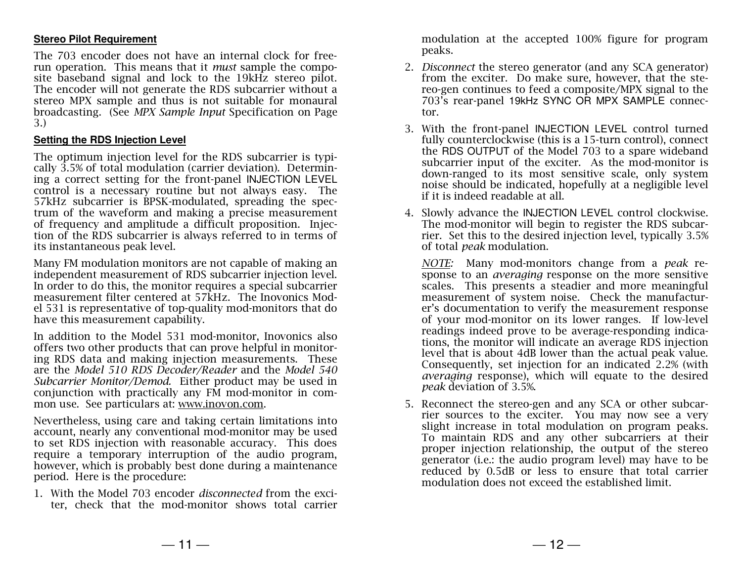### Stereo Pilot Requirement

The 703 encoder does not have an internal clock for free-run operation. This means that it *must* sample the composite baseband signal and lock to the 19kHz stereo pilot. The encoder will not generate the RDS subcarrier without a stereo MPX sample and thus is not suitable for monaural broadcasting. (See *MPX Sample Input* Specification on Page 3.)

### Setting the RDS Injection Level

The optimum injection level for the RDS subcarrier is typically 3.5% of total modulation (carrier deviation). Determining a correct setting for the front-panel INJECTION LEVEL control is a necessary routine but not always easy. The 57kHz subcarrier is BPSK-modulated, spreading the spectrum of the waveform and making a precise measurement of frequency and amplitude a difficult proposition. Injection of the RDS subcarrier is always referred to in terms of its instantaneous peak level.

Many FM modulation monitors are not capable of making an independent measurement of RDS subcarrier injection level. In order to do this, the monitor requires a special subcarrier measurement filter centered at 57kHz. The Inovonics Model 531 is representative of top-quality mod-monitors that do have this measurement capability.

In addition to the Model 531 mod-monitor, Inovonics also offers two other products that can prove helpful in monitoring RDS data and making injection measurements. These are the *Model 510 RDS Decoder/Reader* and the *Model 540 Subcarrier Monitor/Demod.* Either product may be used in conjunction with practically any FM mod-monitor in common use. See particulars at: www.inovon.com.

Nevertheless, using care and taking certain limitations into account, nearly any conventional mod-monitor may be used to set RDS injection with reasonable accuracy. This does require a temporary interruption of the audio program, however, which is probably best done during a maintenance period. Here is the procedure:

1. With the Model 703 encoder *disconnected* from the exciter, check that the mod-monitor shows total carrier modulation at the accepted 100% figure for program peaks.

2. *Disconnect* the stereo generator (and any SCA generator) from the exciter. Do make sure, however, that the stereo-gen continues to feed a composite/MPX signal to the 703's rear-panel 19kHz SYNC OR MPX SAMPLE connector.

3. With the front-panel INJECTION LEVEL control turned fully counterclockwise (this is a 15-turn control), connect the RDS OUTPUT of the Model 703 to a spare wideband subcarrier input of the exciter. As the mod-monitor is down-ranged to its most sensitive scale, only system noise should be indicated, hopefully at a negligible level if it is indeed readable at all.

4. Slowly advance the INJECTION LEVEL control clockwise. The mod-monitor will begin to register the RDS subcarrier. Set this to the desired injection level, typically 3.5% of total *peak* modulation.

   *NOTE:* Many mod-monitors change from a *peak* response to an *averaging* response on the more sensitive scales. This presents a steadier and more meaningful measurement of system noise. Check the manufacturer's documentation to verify the measurement response of your mod-monitor on its lower ranges. If low-level readings indeed prove to be average-responding indications, the monitor will indicate an average RDS injection level that is about 4dB lower than the actual peak value. Consequently, set injection for an indicated 2.2% (with *averaging* response), which will equate to the desired *peak* deviation of 3.5%.

5. Reconnect the stereo-gen and any SCA or other subcarrier sources to the exciter. You may now see a very slight increase in total modulation on program peaks. To maintain RDS and any other subcarriers at their proper injection relationship, the output of the stereo generator (i.e.: the audio program level) may have to be reduced by 0.5dB or less to ensure that total carrier modulation does not exceed the established limit.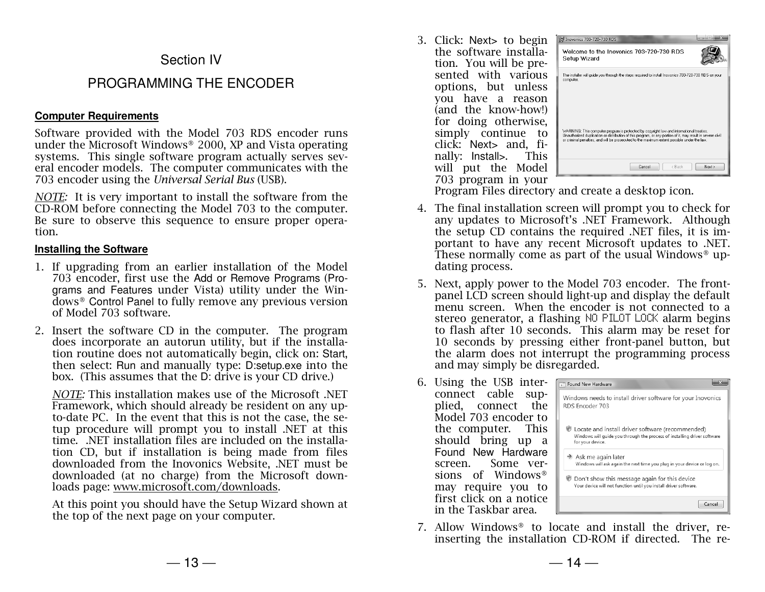## Section IV

## PROGRAMMING THE ENCODER

### Computer Requirements

Software provided with the Model 703 RDS encoder runs under the Microsoft Windows® 2000, XP and Vista operating systems. This single software program actually serves several encoder models. The computer communicates with the 703 encoder using the *Universal Serial Bus* (USB).

*NOTE:* It is very important to install the software from the CD-ROM before connecting the Model 703 to the computer. Be sure to observe this sequence to ensure proper operation.

### Installing the Software

1. If upgrading from an earlier installation of the Model 703 encoder, first use the Add or Remove Programs (Programs and Features under Vista) utility under the Windows® Control Panel to fully remove any previous version of Model 703 software.

2. Insert the software CD in the computer. The program does incorporate an autorun utility, but if the installation routine does not automatically begin, click on: Start, then select: Run and manually type: D:setup.exe into the box. (This assumes that the D: drive is your CD drive.)

   *NOTE:* This installation makes use of the Microsoft .NET Framework, which should already be resident on any up-to-date PC. In the event that this is not the case, the setup procedure will prompt you to install .NET at this time. .NET installation files are included on the installation CD, but if installation is being made from files downloaded from the Inovonics Website, .NET must be downloaded (at no charge) from the Microsoft downloads page: www.microsoft.com/downloads.

   At this point you should have the Setup Wizard shown at the top of the next page on your computer.

3. Click: Next> to begin the software installation. You will be presented with various options, but unless you have a reason (and the know-how!) for doing otherwise, simply continue to click: Next> and, finally: Install>. This will put the Model 703 program in your Program Files directory and create a desktop icon.

4. The final installation screen will prompt you to check for any updates to Microsoft's .NET Framework. Although the setup CD contains the required .NET files, it is important to have any recent Microsoft updates to .NET. These normally come as part of the usual Windows® updating process.

5. Next, apply power to the Model 703 encoder. The front-panel LCD screen should light-up and display the default menu screen. When the encoder is not connected to a stereo generator, a flashing NO PILOT LOCK alarm begins to flash after 10 seconds. This alarm may be reset for 10 seconds by pressing either front-panel button, but the alarm does not interrupt the programming process and may simply be disregarded.

6. Using the USB interconnect cable supplied, connect the Model 703 encoder to the computer. This should bring up a Found New Hardware screen. Some versions of Windows® may require you to first click on a notice in the Taskbar area.

7. Allow Windows® to locate and install the driver, re-inserting the installation CD-ROM if directed. The re-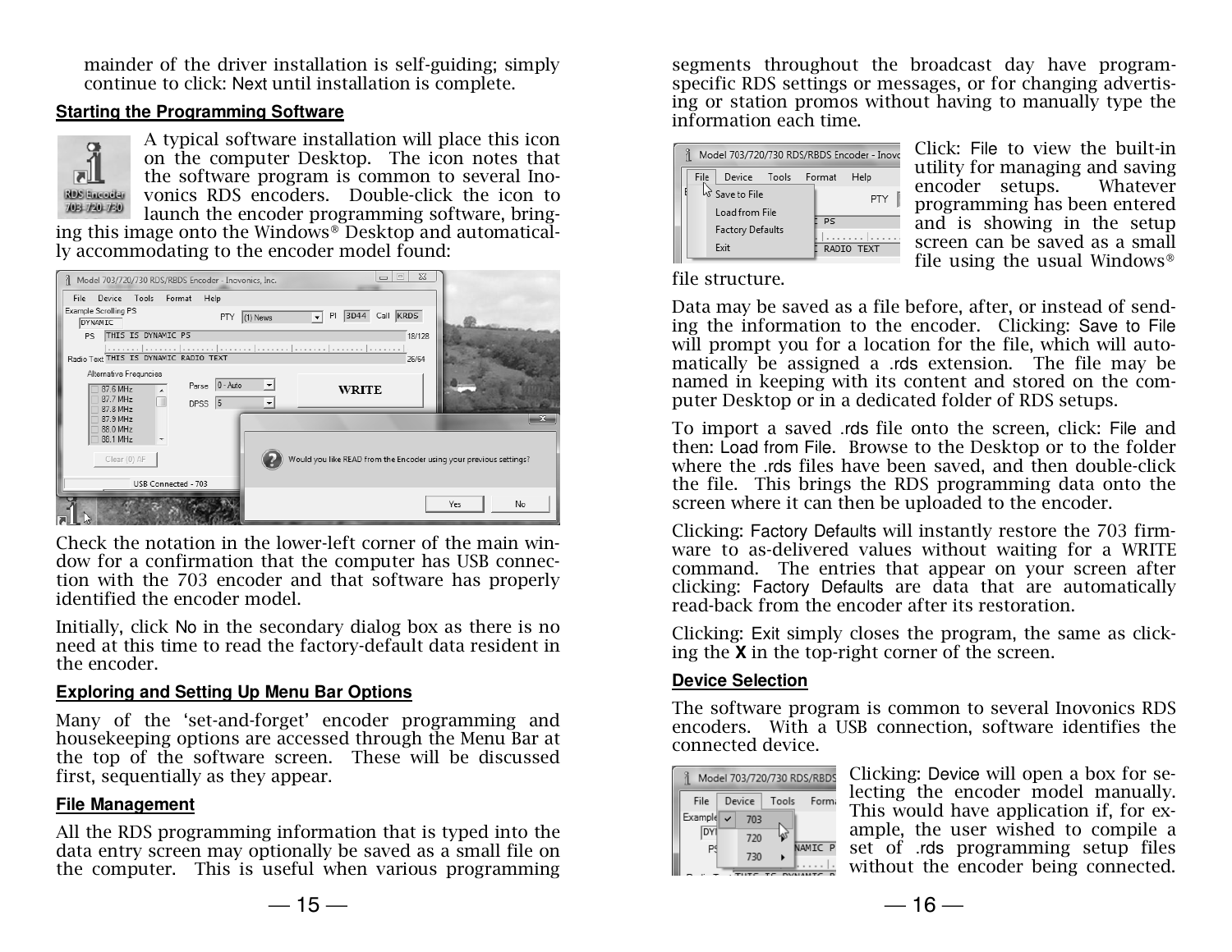mainder of the driver installation is self-guiding; simply continue to click: Next until installation is complete.

### Starting the Programming Software

A typical software installation will place this icon on the computer Desktop. The icon notes that the software program is common to several Inovonics RDS encoders. Double-click the icon to launch the encoder programming software, bringing this image onto the Windows® Desktop and automatically accommodating to the encoder model found:

Check the notation in the lower-left corner of the main window for a confirmation that the computer has USB connection with the 703 encoder and that software has properly identified the encoder model.

Initially, click No in the secondary dialog box as there is no need at this time to read the factory-default data resident in the encoder.

### Exploring and Setting Up Menu Bar Options

Many of the 'set-and-forget' encoder programming and housekeeping options are accessed through the Menu Bar at the top of the software screen. These will be discussed first, sequentially as they appear.

### File Management

All the RDS programming information that is typed into the data entry screen may optionally be saved as a small file on the computer. This is useful when various programming segments throughout the broadcast day have program-specific RDS settings or messages, or for changing advertising or station promos without having to manually type the information each time.

Click: File to view the built-in utility for managing and saving encoder setups. Whatever programming has been entered and is showing in the setup screen can be saved as a small file using the usual Windows® file structure.

Data may be saved as a file before, after, or instead of sending the information to the encoder. Clicking: Save to File will prompt you for a location for the file, which will automatically be assigned a .rds extension. The file may be named in keeping with its content and stored on the computer Desktop or in a dedicated folder of RDS setups.

To import a saved .rds file onto the screen, click: File and then: Load from File. Browse to the Desktop or to the folder where the .rds files have been saved, and then double-click the file. This brings the RDS programming data onto the screen where it can then be uploaded to the encoder.

Clicking: Factory Defaults will instantly restore the 703 firmware to as-delivered values without waiting for a WRITE command. The entries that appear on your screen after clicking: Factory Defaults are data that are automatically read-back from the encoder after its restoration.

Clicking: Exit simply closes the program, the same as clicking the **X** in the top-right corner of the screen.

### Device Selection

The software program is common to several Inovonics RDS encoders. With a USB connection, software identifies the connected device.

Clicking: Device will open a box for selecting the encoder model manually. This would have application if, for example, the user wished to compile a set of .rds programming setup files without the encoder being connected.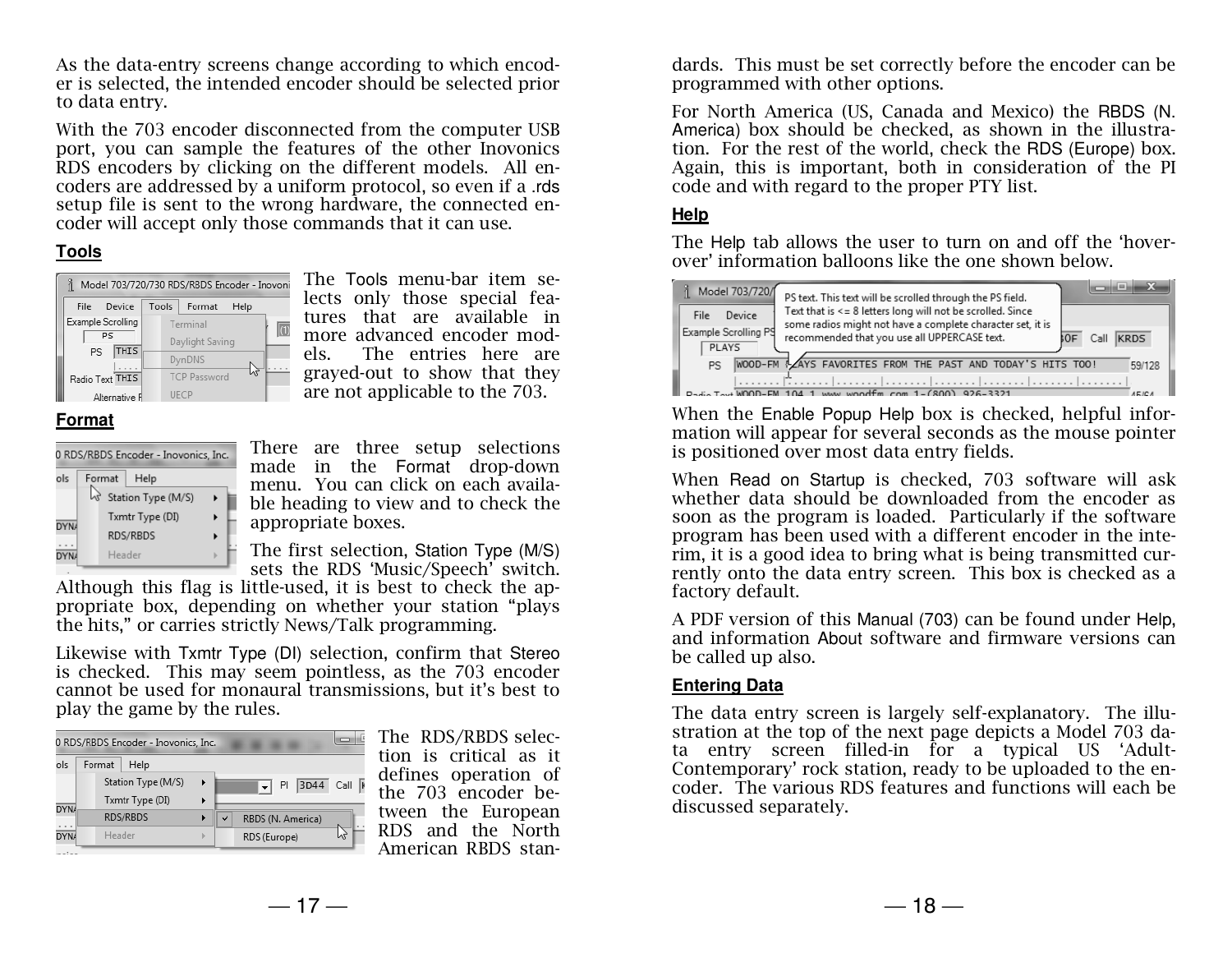As the data-entry screens change according to which encoder is selected, the intended encoder should be selected prior to data entry.

With the 703 encoder disconnected from the computer USB port, you can sample the features of the other Inovonics RDS encoders by clicking on the different models. All encoders are addressed by a uniform protocol, so even if a .rds setup file is sent to the wrong hardware, the connected encoder will accept only those commands that it can use.

## Tools

The Tools menu-bar item selects only those special features that are available in more advanced encoder models. The entries here are grayed-out to show that they are not applicable to the 703.

## Format

There are three setup selections made in the Format drop-down menu. You can click on each available heading to view and to check the appropriate boxes.

The first selection, Station Type (M/S) sets the RDS 'Music/Speech' switch. Although this flag is little-used, it is best to check the appropriate box, depending on whether your station "plays the hits," or carries strictly News/Talk programming.

Likewise with Txmtr Type (DI) selection, confirm that Stereo is checked. This may seem pointless, as the 703 encoder cannot be used for monaural transmissions, but it's best to play the game by the rules.

The RDS/RBDS selection is critical as it defines operation of the 703 encoder between the European RDS and the North American RBDS standards. This must be set correctly before the encoder can be programmed with other options.

For North America (US, Canada and Mexico) the RBDS (N. America) box should be checked, as shown in the illustration. For the rest of the world, check the RDS (Europe) box. Again, this is important, both in consideration of the PI code and with regard to the proper PTY list.

## Help

The Help tab allows the user to turn on and off the 'hover-over' information balloons like the one shown below.

When the Enable Popup Help box is checked, helpful information will appear for several seconds as the mouse pointer is positioned over most data entry fields.

When Read on Startup is checked, 703 software will ask whether data should be downloaded from the encoder as soon as the program is loaded. Particularly if the software program has been used with a different encoder in the interim, it is a good idea to bring what is being transmitted currently onto the data entry screen. This box is checked as a factory default.

A PDF version of this Manual (703) can be found under Help, and information About software and firmware versions can be called up also.

## Entering Data

The data entry screen is largely self-explanatory. The illustration at the top of the next page depicts a Model 703 data entry screen filled-in for a typical US 'Adult-Contemporary' rock station, ready to be uploaded to the encoder. The various RDS features and functions will each be discussed separately.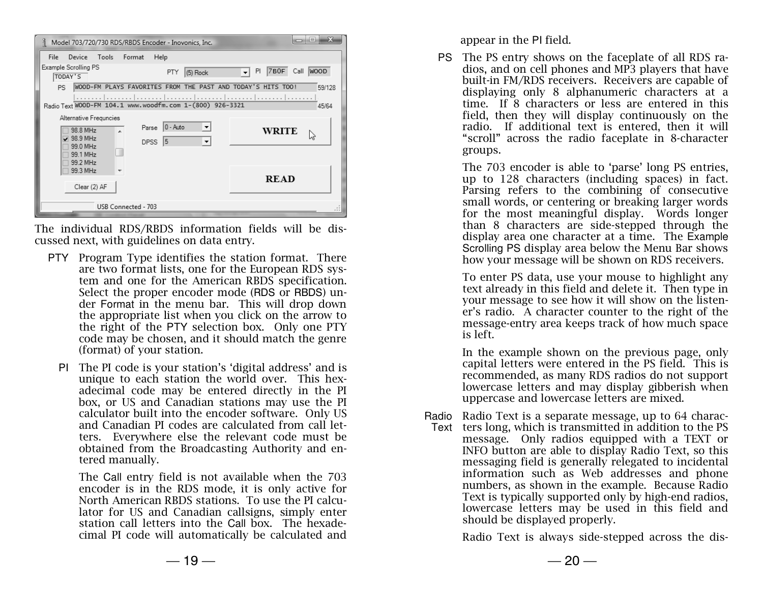The individual RDS/RBDS information fields will be discussed next, with guidelines on data entry.

**PTY** Program Type identifies the station format. There are two format lists, one for the European RDS system and one for the American RBDS specification. Select the proper encoder mode (RDS or RBDS) under Format in the menu bar. This will drop down the appropriate list when you click on the arrow to the right of the PTY selection box. Only one PTY code may be chosen, and it should match the genre (format) of your station.

**PI** The PI code is your station's 'digital address' and is unique to each station the world over. This hexadecimal code may be entered directly in the PI box, or US and Canadian stations may use the PI calculator built into the encoder software. Only US and Canadian PI codes are calculated from call letters. Everywhere else the relevant code must be obtained from the Broadcasting Authority and entered manually.

The Call entry field is not available when the 703 encoder is in the RDS mode, it is only active for North American RBDS stations. To use the PI calculator for US and Canadian callsigns, simply enter station call letters into the Call box. The hexadecimal PI code will automatically be calculated and appear in the PI field.

**PS** The PS entry shows on the faceplate of all RDS radios, and on cell phones and MP3 players that have built-in FM/RDS receivers. Receivers are capable of displaying only 8 alphanumeric characters at a time. If 8 characters or less are entered in this field, then they will display continuously on the radio. If additional text is entered, then it will "scroll" across the radio faceplate in 8-character groups.

The 703 encoder is able to 'parse' long PS entries, up to 128 characters (including spaces) in fact. Parsing refers to the combining of consecutive small words, or centering or breaking larger words for the most meaningful display. Words longer than 8 characters are side-stepped through the display area one character at a time. The Example Scrolling PS display area below the Menu Bar shows how your message will be shown on RDS receivers.

To enter PS data, use your mouse to highlight any text already in this field and delete it. Then type in your message to see how it will show on the listener's radio. A character counter to the right of the message-entry area keeps track of how much space is left.

In the example shown on the previous page, only capital letters were entered in the PS field. This is recommended, as many RDS radios do not support lowercase letters and may display gibberish when uppercase and lowercase letters are mixed.

**Radio Text** Radio Text is a separate message, up to 64 characters long, which is transmitted in addition to the PS message. Only radios equipped with a TEXT or INFO button are able to display Radio Text, so this messaging field is generally relegated to incidental information such as Web addresses and phone numbers, as shown in the example. Because Radio Text is typically supported only by high-end radios, lowercase letters may be used in this field and should be displayed properly.

Radio Text is always side-stepped across the dis-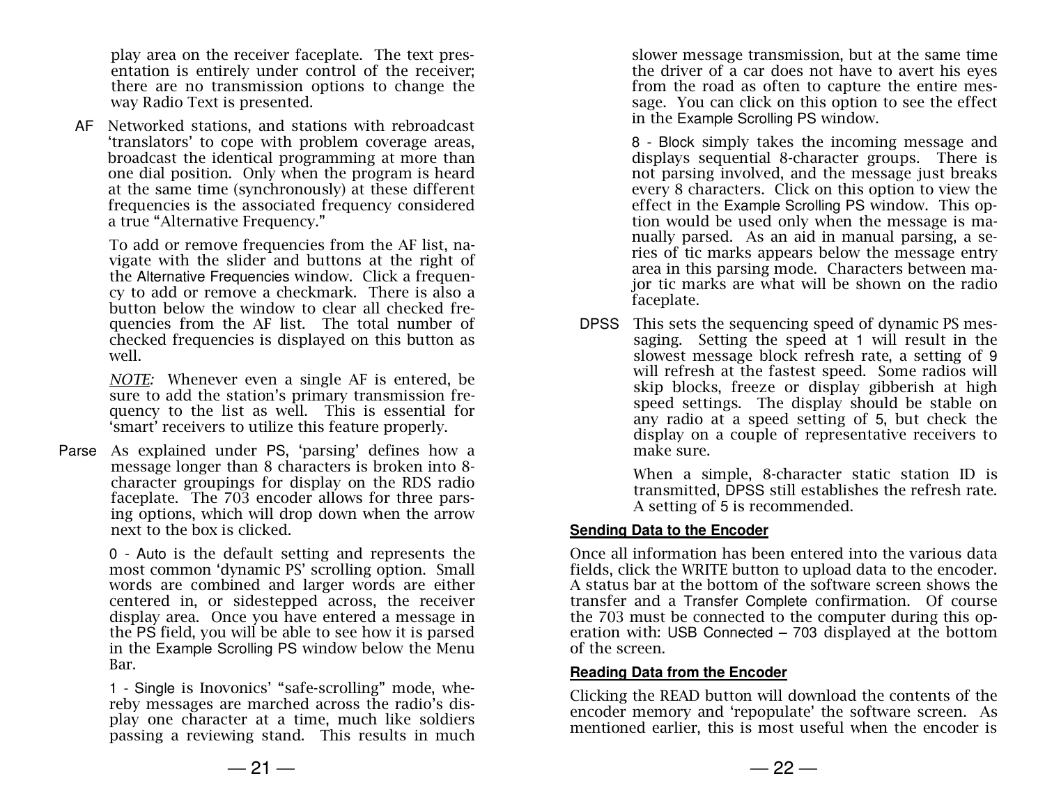play area on the receiver faceplate. The text presentation is entirely under control of the receiver; there are no transmission options to change the way Radio Text is presented.

AF Networked stations, and stations with rebroadcast 'translators' to cope with problem coverage areas, broadcast the identical programming at more than one dial position. Only when the program is heard at the same time (synchronously) at these different frequencies is the associated frequency considered a true "Alternative Frequency."

To add or remove frequencies from the AF list, navigate with the slider and buttons at the right of the Alternative Frequencies window. Click a frequency to add or remove a checkmark. There is also a button below the window to clear all checked frequencies from the AF list. The total number of checked frequencies is displayed on this button as well.

*NOTE:* Whenever even a single AF is entered, be sure to add the station's primary transmission frequency to the list as well. This is essential for 'smart' receivers to utilize this feature properly.

Parse As explained under PS, 'parsing' defines how a message longer than 8 characters is broken into 8-character groupings for display on the RDS radio faceplate. The 703 encoder allows for three parsing options, which will drop down when the arrow next to the box is clicked.

0 - Auto is the default setting and represents the most common 'dynamic PS' scrolling option. Small words are combined and larger words are either centered in, or sidestepped across, the receiver display area. Once you have entered a message in the PS field, you will be able to see how it is parsed in the Example Scrolling PS window below the Menu Bar.

1 - Single is Inovonics' "safe-scrolling" mode, whereby messages are marched across the radio's display one character at a time, much like soldiers passing a reviewing stand. This results in much slower message transmission, but at the same time the driver of a car does not have to avert his eyes from the road as often to capture the entire message. You can click on this option to see the effect in the Example Scrolling PS window.

8 - Block simply takes the incoming message and displays sequential 8-character groups. There is not parsing involved, and the message just breaks every 8 characters. Click on this option to view the effect in the Example Scrolling PS window. This option would be used only when the message is manually parsed. As an aid in manual parsing, a series of tic marks appears below the message entry area in this parsing mode. Characters between major tic marks are what will be shown on the radio faceplate.

DPSS This sets the sequencing speed of dynamic PS messaging. Setting the speed at 1 will result in the slowest message block refresh rate, a setting of 9 will refresh at the fastest speed. Some radios will skip blocks, freeze or display gibberish at high speed settings. The display should be stable on any radio at a speed setting of 5, but check the display on a couple of representative receivers to make sure.

When a simple, 8-character static station ID is transmitted, DPSS still establishes the refresh rate. A setting of 5 is recommended.

**Sending Data to the Encoder**

Once all information has been entered into the various data fields, click the WRITE button to upload data to the encoder. A status bar at the bottom of the software screen shows the transfer and a Transfer Complete confirmation. Of course the 703 must be connected to the computer during this operation with: USB Connected – 703 displayed at the bottom of the screen.

**Reading Data from the Encoder**

Clicking the READ button will download the contents of the encoder memory and 'repopulate' the software screen. As mentioned earlier, this is most useful when the encoder is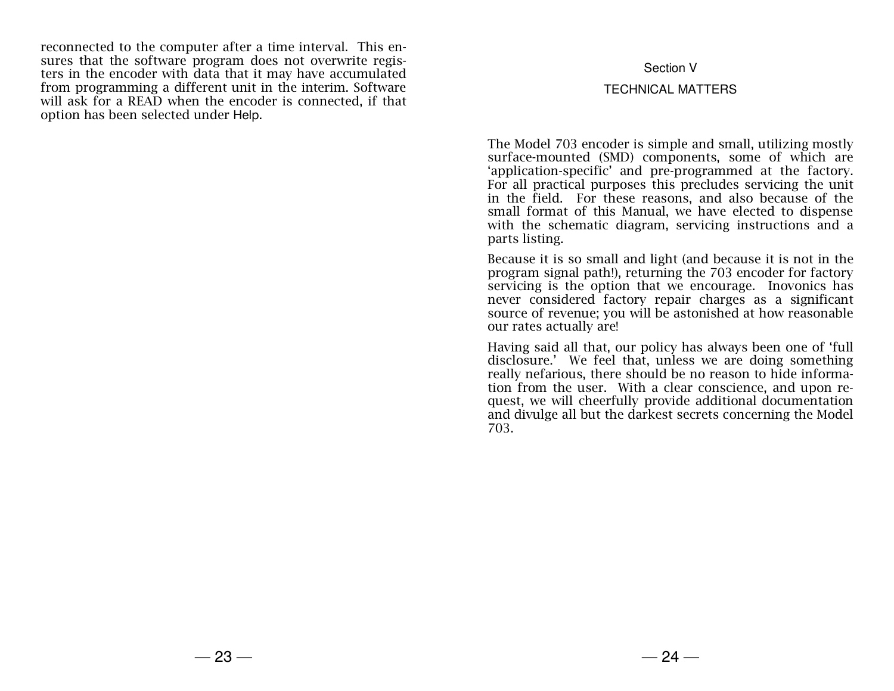reconnected to the computer after a time interval. This ensures that the software program does not overwrite registers in the encoder with data that it may have accumulated from programming a different unit in the interim. Software will ask for a READ when the encoder is connected, if that option has been selected under Help.

## Section V

## TECHNICAL MATTERS

The Model 703 encoder is simple and small, utilizing mostly surface-mounted (SMD) components, some of which are 'application-specific' and pre-programmed at the factory. For all practical purposes this precludes servicing the unit in the field. For these reasons, and also because of the small format of this Manual, we have elected to dispense with the schematic diagram, servicing instructions and a parts listing.

Because it is so small and light (and because it is not in the program signal path!), returning the 703 encoder for factory servicing is the option that we encourage. Inovonics has never considered factory repair charges as a significant source of revenue; you will be astonished at how reasonable our rates actually are!

Having said all that, our policy has always been one of 'full disclosure.' We feel that, unless we are doing something really nefarious, there should be no reason to hide information from the user. With a clear conscience, and upon request, we will cheerfully provide additional documentation and divulge all but the darkest secrets concerning the Model 703.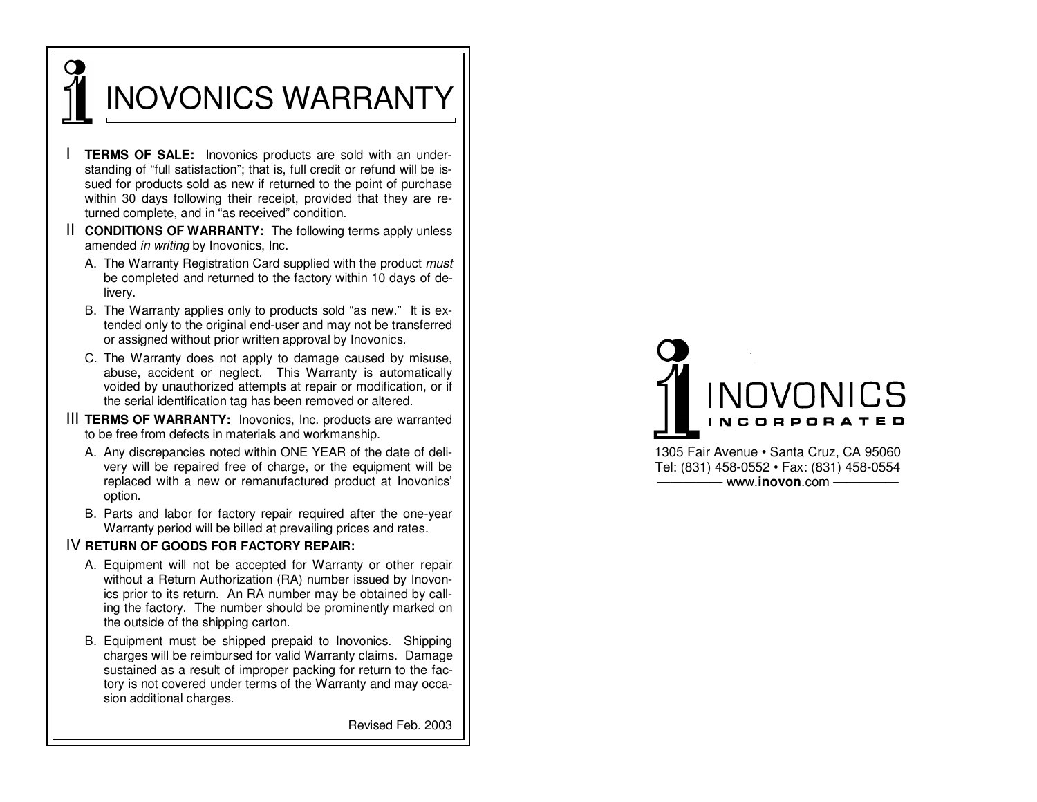# INOVONICS WARRANTY

I **TERMS OF SALE:** Inovonics products are sold with an understanding of "full satisfaction"; that is, full credit or refund will be issued for products sold as new if returned to the point of purchase within 30 days following their receipt, provided that they are returned complete, and in "as received" condition.

II **CONDITIONS OF WARRANTY:** The following terms apply unless amended *in writing* by Inovonics, Inc.

A. The Warranty Registration Card supplied with the product *must* be completed and returned to the factory within 10 days of delivery.

B. The Warranty applies only to products sold "as new." It is extended only to the original end-user and may not be transferred or assigned without prior written approval by Inovonics.

C. The Warranty does not apply to damage caused by misuse, abuse, accident or neglect. This Warranty is automatically voided by unauthorized attempts at repair or modification, or if the serial identification tag has been removed or altered.

III **TERMS OF WARRANTY:** Inovonics, Inc. products are warranted to be free from defects in materials and workmanship.

A. Any discrepancies noted within ONE YEAR of the date of delivery will be repaired free of charge, or the equipment will be replaced with a new or remanufactured product at Inovonics' option.

B. Parts and labor for factory repair required after the one-year Warranty period will be billed at prevailing prices and rates.

IV **RETURN OF GOODS FOR FACTORY REPAIR:**

A. Equipment will not be accepted for Warranty or other repair without a Return Authorization (RA) number issued by Inovonics prior to its return. An RA number may be obtained by calling the factory. The number should be prominently marked on the outside of the shipping carton.

B. Equipment must be shipped prepaid to Inovonics. Shipping charges will be reimbursed for valid Warranty claims. Damage sustained as a result of improper packing for return to the factory is not covered under terms of the Warranty and may occasion additional charges.

Revised Feb. 2003

INOVONICS
INCORPORATED

1305 Fair Avenue • Santa Cruz, CA 95060
Tel: (831) 458-0552 • Fax: (831) 458-0554
www.**inovon**.com